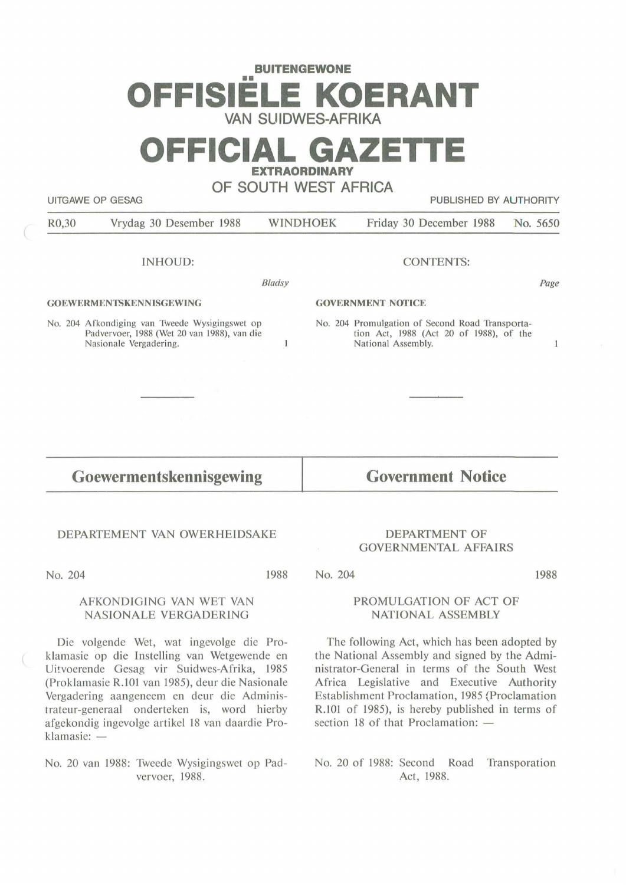**BUITENGEWONE**

# OFFISIËLE KOERANT
VAN SUIDWES-AFRIKA

# OFFICIAL GAZETTE
**EXTRAORDINARY**

OF SOUTH WEST AFRICA

UITGAWE OP GESAG | PUBLISHED BY AUTHORITY

R0,30 | Vrydag 30 Desember 1988 | WINDHOEK | Friday 30 December 1988 | No. 5650

INHOUD:

*Bladsy*

**GOEWERMENTSKENNISGEWING**

No. 204 Afkondiging van Tweede Wysigingswet op Padvervoer, 1988 (Wet 20 van 1988), van die Nasionale Vergadering. 1

CONTENTS:

*Page*

**GOVERNMENT NOTICE**

No. 204 Promulgation of Second Road Transportation Act, 1988 (Act 20 of 1988), of the National Assembly. 1

## Goewermentskennisgewing

DEPARTEMENT VAN OWERHEIDSAKE

No. 204 1988

AFKONDIGING VAN WET VAN NASIONALE VERGADERING

Die volgende Wet, wat ingevolge die Proklamasie op die Instelling van Wetgewende en Uitvoerende Gesag vir Suidwes-Afrika, 1985 (Proklamasie R.101 van 1985), deur die Nasionale Vergadering aangeneem en deur die Administrateur-generaal onderteken is, word hierby afgekondig ingevolge artikel 18 van daardie Proklamasie: —

No. 20 van 1988: Tweede Wysigingswet op Padvervoer, 1988.

## Government Notice

DEPARTMENT OF GOVERNMENTAL AFFAIRS

No. 204 1988

PROMULGATION OF ACT OF NATIONAL ASSEMBLY

The following Act, which has been adopted by the National Assembly and signed by the Administrator-General in terms of the South West Africa Legislative and Executive Authority Establishment Proclamation, 1985 (Proclamation R.101 of 1985), is hereby published in terms of section 18 of that Proclamation: —

No. 20 of 1988: Second Road Transporation Act, 1988.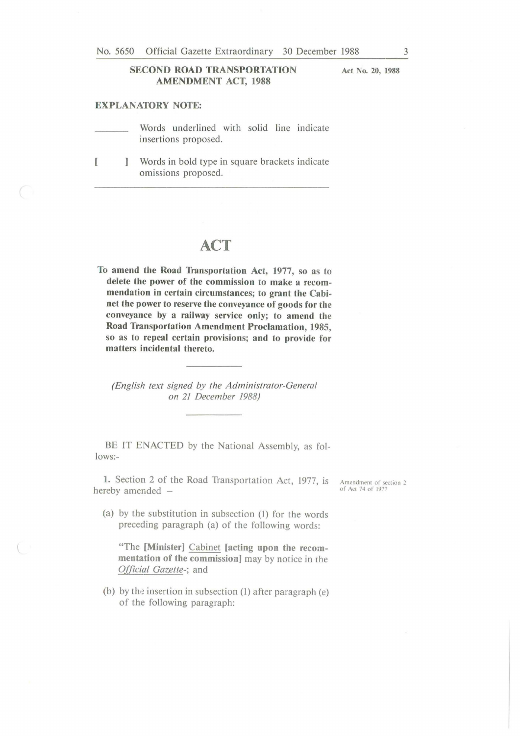**SECOND ROAD TRANSPORTATION AMENDMENT ACT, 1988**

**Act No. 20, 1988**

**EXPLANATORY NOTE:**

\_\_\_\_\_\_\_ Words underlined with solid line indicate insertions proposed.

[ ] Words in bold type in square brackets indicate omissions proposed.

---

# ACT

**To amend the Road Transportation Act, 1977, so as to delete the power of the commission to make a recommendation in certain circumstances; to grant the Cabinet the power to reserve the conveyance of goods for the conveyance by a railway service only; to amend the Road Transportation Amendment Proclamation, 1985, so as to repeal certain provisions; and to provide for matters incidental thereto.**

*(English text signed by the Administrator-General on 21 December 1988)*

BE IT ENACTED by the National Assembly, as follows:-

**1.** Section 2 of the Road Transportation Act, 1977, is hereby amended –

*Amendment of section 2 of Act 74 of 1977*

(a) by the substitution in subsection (1) for the words preceding paragraph (a) of the following words:

"The **[Minister]** <u>Cabinet</u> **[acting upon the recommentation of the commission]** may by notice in the <u>*Official Gazette*</u>-; and

(b) by the insertion in subsection (1) after paragraph (e) of the following paragraph: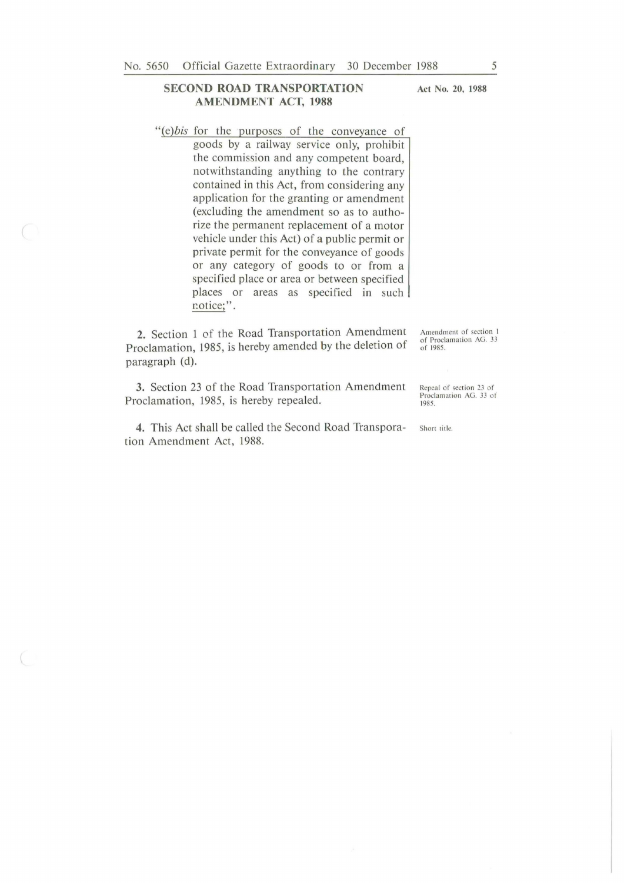“(e)*bis* for the purposes of the conveyance of goods by a railway service only, prohibit the commission and any competent board, notwithstanding anything to the contrary contained in this Act, from considering any application for the granting or amendment (excluding the amendment so as to authorize the permanent replacement of a motor vehicle under this Act) of a public permit or private permit for the conveyance of goods or any category of goods to or from a specified place or area or between specified places or areas as specified in such notice;”.

*Amendment of section 1 of Proclamation AG. 33 of 1985.*

**2.** Section 1 of the Road Transportation Amendment Proclamation, 1985, is hereby amended by the deletion of paragraph (d).

*Repeal of section 23 of Proclamation AG. 33 of 1985.*

**3.** Section 23 of the Road Transportation Amendment Proclamation, 1985, is hereby repealed.

*Short title.*

**4.** This Act shall be called the Second Road Transporation Amendment Act, 1988.